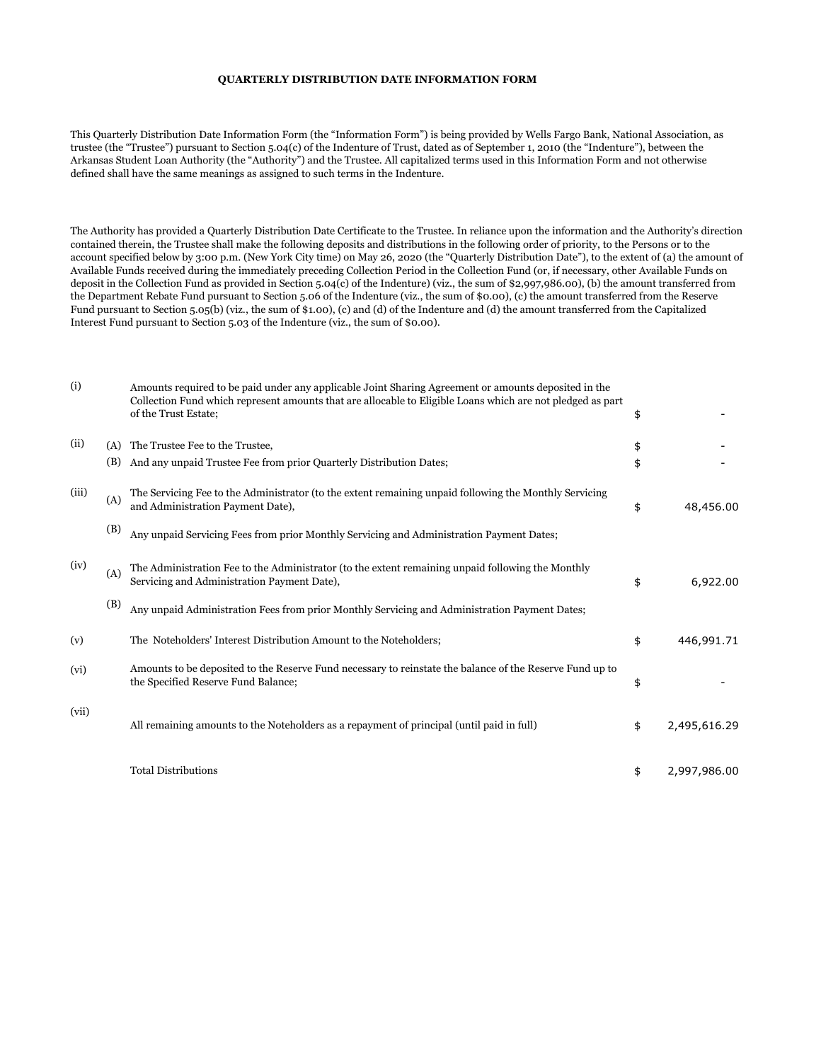# QUARTERLY DISTRIBUTION DATE INFORMATION FORM

This Quarterly Distribution Date Information Form (the "Information Form") is being provided by Wells Fargo Bank, National Association, as trustee (the "Trustee") pursuant to Section 5.04(c) of the Indenture of Trust, dated as of September 1, 2010 (the "Indenture"), between the Arkansas Student Loan Authority (the "Authority") and the Trustee. All capitalized terms used in this Information Form and not otherwise defined shall have the same meanings as assigned to such terms in the Indenture.

The Authority has provided a Quarterly Distribution Date Certificate to the Trustee. In reliance upon the information and the Authority's direction contained therein, the Trustee shall make the following deposits and distributions in the following order of priority, to the Persons or to the account specified below by 3:00 p.m. (New York City time) on May 26, 2020 (the "Quarterly Distribution Date"), to the extent of (a) the amount of Available Funds received during the immediately preceding Collection Period in the Collection Fund (or, if necessary, other Available Funds on deposit in the Collection Fund as provided in Section 5.04(c) of the Indenture) (viz., the sum of $2,997,986.00), (b) the amount transferred from the Department Rebate Fund pursuant to Section 5.06 of the Indenture (viz., the sum of $0.00), (c) the amount transferred from the Reserve Fund pursuant to Section 5.05(b) (viz., the sum of $1.00), (c) and (d) of the Indenture and (d) the amount transferred from the Capitalized Interest Fund pursuant to Section 5.03 of the Indenture (viz., the sum of $0.00).

| | | | | |
|---|---|---|---|---|
| (i) | | Amounts required to be paid under any applicable Joint Sharing Agreement or amounts deposited in the Collection Fund which represent amounts that are allocable to Eligible Loans which are not pledged as part of the Trust Estate; | $ | - |
| (ii) | (A) | The Trustee Fee to the Trustee, | $ | - |
| | (B) | And any unpaid Trustee Fee from prior Quarterly Distribution Dates; | $ | - |
| (iii) | (A) | The Servicing Fee to the Administrator (to the extent remaining unpaid following the Monthly Servicing and Administration Payment Date), | $ | 48,456.00 |
| | (B) | Any unpaid Servicing Fees from prior Monthly Servicing and Administration Payment Dates; | | |
| (iv) | (A) | The Administration Fee to the Administrator (to the extent remaining unpaid following the Monthly Servicing and Administration Payment Date), | $ | 6,922.00 |
| | (B) | Any unpaid Administration Fees from prior Monthly Servicing and Administration Payment Dates; | | |
| (v) | | The Noteholders' Interest Distribution Amount to the Noteholders; | $ | 446,991.71 |
| (vi) | | Amounts to be deposited to the Reserve Fund necessary to reinstate the balance of the Reserve Fund up to the Specified Reserve Fund Balance; | $ | - |
| (vii) | | All remaining amounts to the Noteholders as a repayment of principal (until paid in full) | $ | 2,495,616.29 |
| | | Total Distributions | $ | 2,997,986.00 |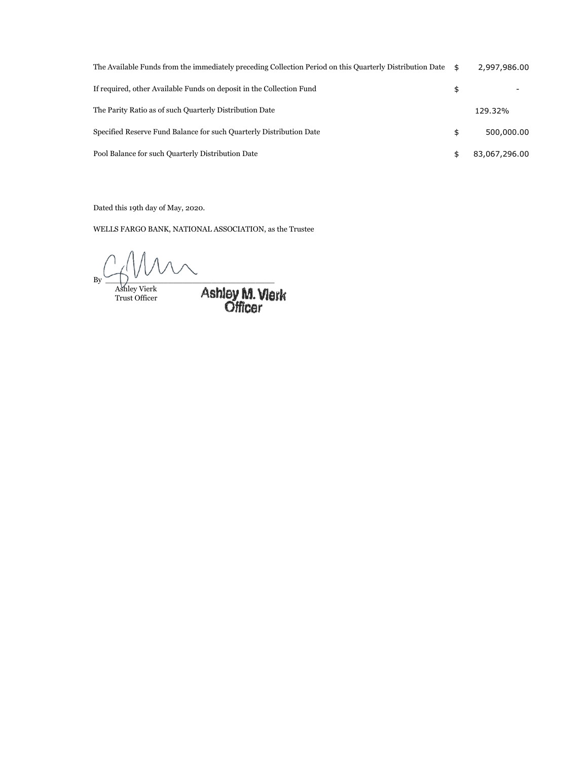| | | |
|---|---|---|
| The Available Funds from the immediately preceding Collection Period on this Quarterly Distribution Date | $ | 2,997,986.00 |
| If required, other Available Funds on deposit in the Collection Fund | $ | - |
| The Parity Ratio as of such Quarterly Distribution Date | | 129.32% |
| Specified Reserve Fund Balance for such Quarterly Distribution Date | $ | 500,000.00 |
| Pool Balance for such Quarterly Distribution Date | $ | 83,067,296.00 |

Dated this 19th day of May, 2020.

WELLS FARGO BANK, NATIONAL ASSOCIATION, as the Trustee

By ______________________________

Ashley Vierk
Trust Officer

Ashley M. Vierk
Officer